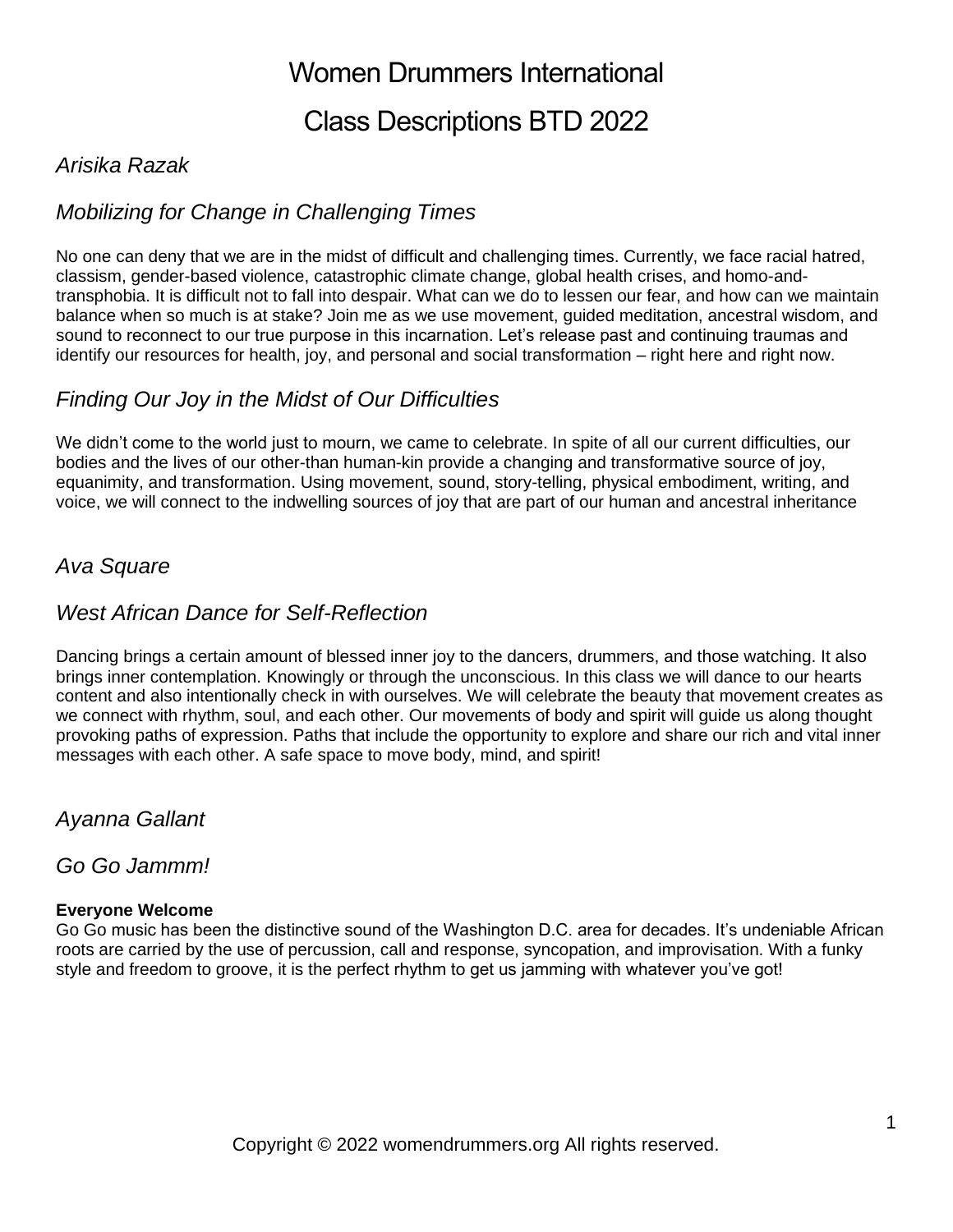# Women Drummers International

# Class Descriptions BTD 2022

## *Arisika Razak*

### *Mobilizing for Change in Challenging Times*

No one can deny that we are in the midst of difficult and challenging times. Currently, we face racial hatred, classism, gender-based violence, catastrophic climate change, global health crises, and homo-and-transphobia. It is difficult not to fall into despair. What can we do to lessen our fear, and how can we maintain balance when so much is at stake? Join me as we use movement, guided meditation, ancestral wisdom, and sound to reconnect to our true purpose in this incarnation. Let's release past and continuing traumas and identify our resources for health, joy, and personal and social transformation – right here and right now.

### *Finding Our Joy in the Midst of Our Difficulties*

We didn't come to the world just to mourn, we came to celebrate. In spite of all our current difficulties, our bodies and the lives of our other-than human-kin provide a changing and transformative source of joy, equanimity, and transformation. Using movement, sound, story-telling, physical embodiment, writing, and voice, we will connect to the indwelling sources of joy that are part of our human and ancestral inheritance

## *Ava Square*

### *West African Dance for Self-Reflection*

Dancing brings a certain amount of blessed inner joy to the dancers, drummers, and those watching. It also brings inner contemplation. Knowingly or through the unconscious. In this class we will dance to our hearts content and also intentionally check in with ourselves. We will celebrate the beauty that movement creates as we connect with rhythm, soul, and each other. Our movements of body and spirit will guide us along thought provoking paths of expression. Paths that include the opportunity to explore and share our rich and vital inner messages with each other. A safe space to move body, mind, and spirit!

## *Ayanna Gallant*

### *Go Go Jammm!*

**Everyone Welcome**

Go Go music has been the distinctive sound of the Washington D.C. area for decades. It's undeniable African roots are carried by the use of percussion, call and response, syncopation, and improvisation. With a funky style and freedom to groove, it is the perfect rhythm to get us jamming with whatever you've got!

Copyright © 2022 womendrummers.org All rights reserved.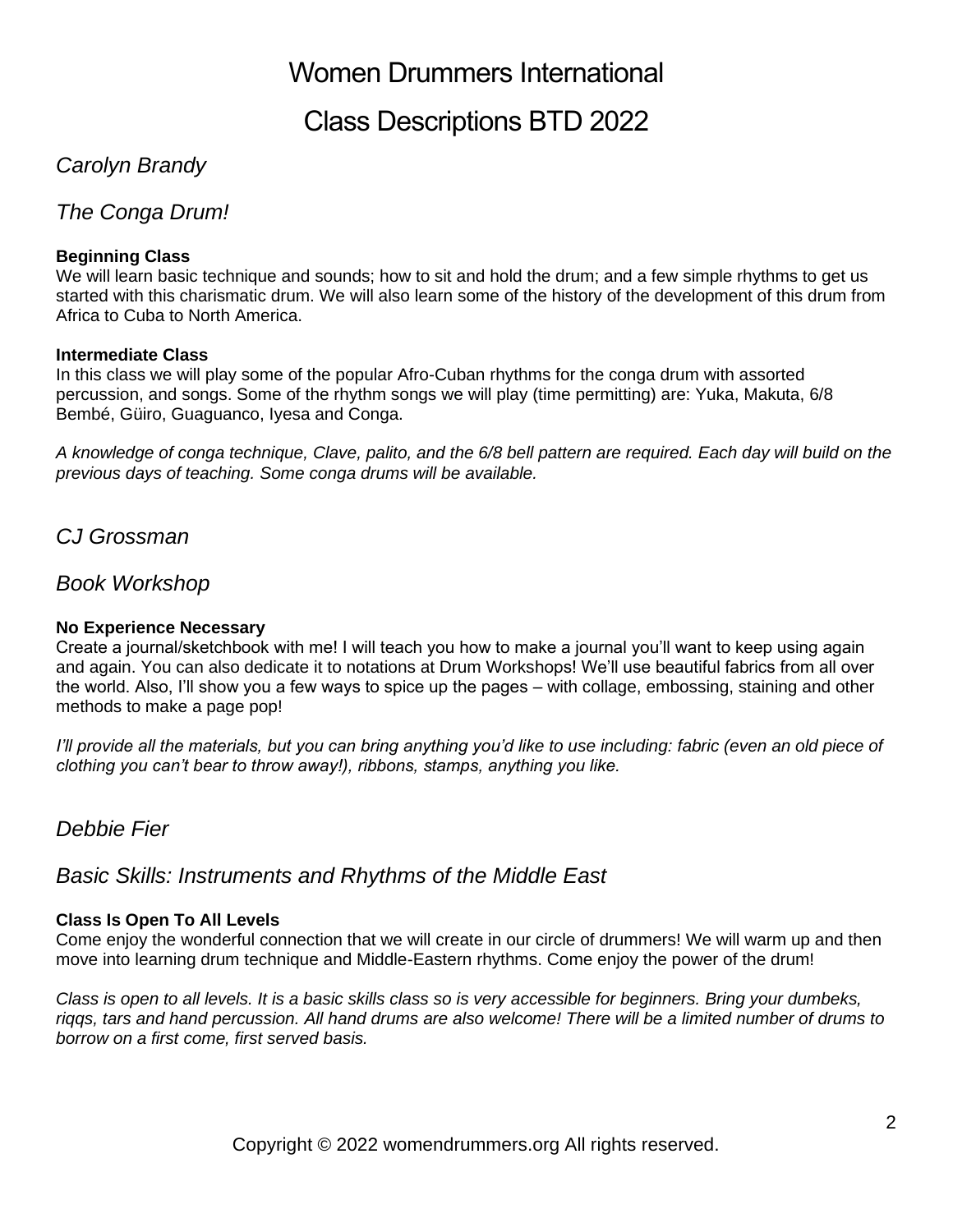# Women Drummers International

# Class Descriptions BTD 2022

## *Carolyn Brandy*

### *The Conga Drum!*

**Beginning Class**
We will learn basic technique and sounds; how to sit and hold the drum; and a few simple rhythms to get us started with this charismatic drum. We will also learn some of the history of the development of this drum from Africa to Cuba to North America.

**Intermediate Class**
In this class we will play some of the popular Afro-Cuban rhythms for the conga drum with assorted percussion, and songs. Some of the rhythm songs we will play (time permitting) are: Yuka, Makuta, 6/8 Bembé, Güiro, Guaguanco, Iyesa and Conga.

*A knowledge of conga technique, Clave, palito, and the 6/8 bell pattern are required. Each day will build on the previous days of teaching. Some conga drums will be available.*

## *CJ Grossman*

### *Book Workshop*

**No Experience Necessary**
Create a journal/sketchbook with me! I will teach you how to make a journal you'll want to keep using again and again. You can also dedicate it to notations at Drum Workshops! We'll use beautiful fabrics from all over the world. Also, I'll show you a few ways to spice up the pages – with collage, embossing, staining and other methods to make a page pop!

*I'll provide all the materials, but you can bring anything you'd like to use including: fabric (even an old piece of clothing you can't bear to throw away!), ribbons, stamps, anything you like.*

## *Debbie Fier*

### *Basic Skills: Instruments and Rhythms of the Middle East*

**Class Is Open To All Levels**
Come enjoy the wonderful connection that we will create in our circle of drummers! We will warm up and then move into learning drum technique and Middle-Eastern rhythms. Come enjoy the power of the drum!

*Class is open to all levels. It is a basic skills class so is very accessible for beginners. Bring your dumbeks, riqqs, tars and hand percussion. All hand drums are also welcome! There will be a limited number of drums to borrow on a first come, first served basis.*

Copyright © 2022 womendrummers.org All rights reserved.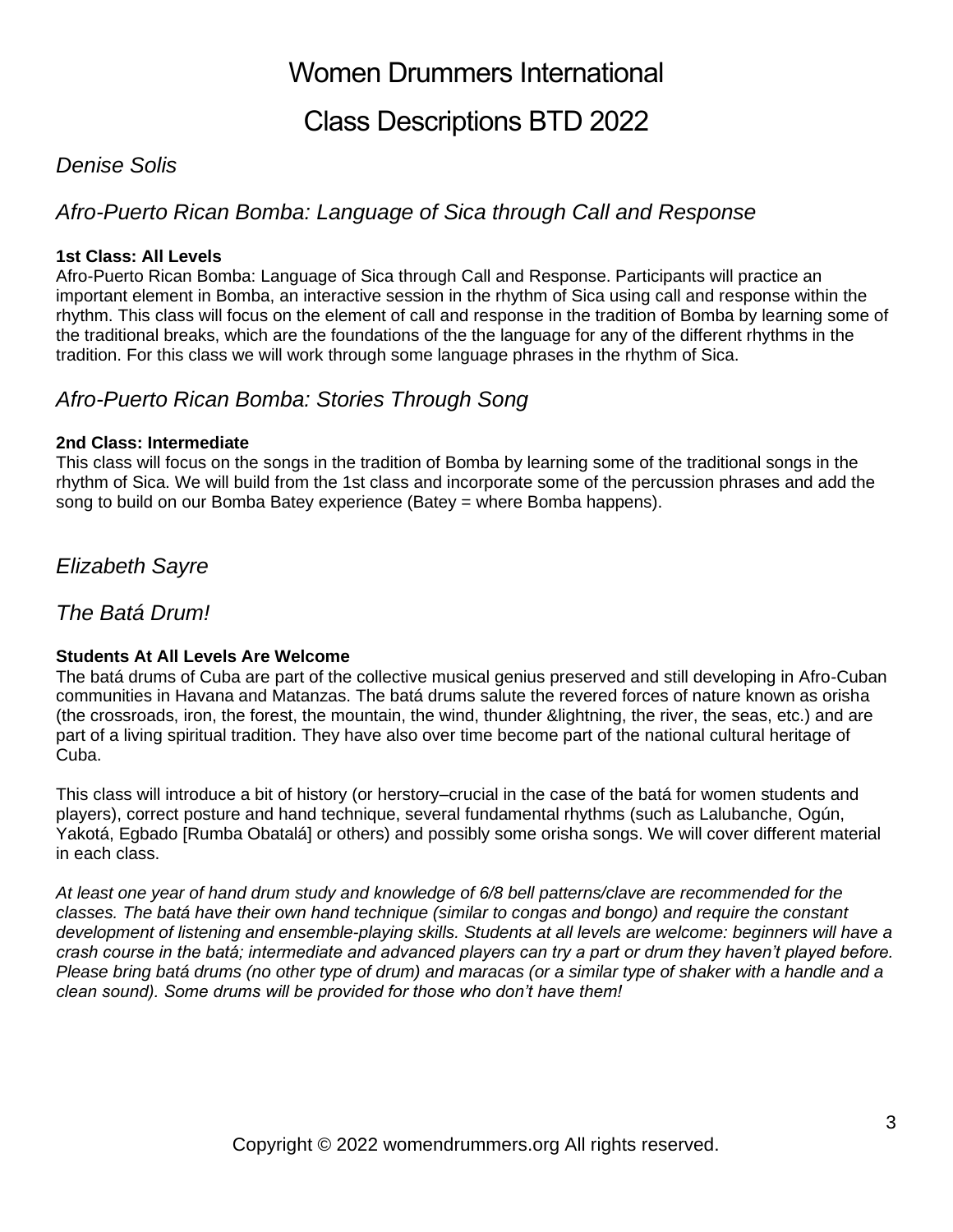# Women Drummers International

# Class Descriptions BTD 2022

## *Denise Solis*

### *Afro-Puerto Rican Bomba: Language of Sica through Call and Response*

**1st Class: All Levels**
Afro-Puerto Rican Bomba: Language of Sica through Call and Response. Participants will practice an important element in Bomba, an interactive session in the rhythm of Sica using call and response within the rhythm. This class will focus on the element of call and response in the tradition of Bomba by learning some of the traditional breaks, which are the foundations of the the language for any of the different rhythms in the tradition. For this class we will work through some language phrases in the rhythm of Sica.

### *Afro-Puerto Rican Bomba: Stories Through Song*

**2nd Class: Intermediate**
This class will focus on the songs in the tradition of Bomba by learning some of the traditional songs in the rhythm of Sica. We will build from the 1st class and incorporate some of the percussion phrases and add the song to build on our Bomba Batey experience (Batey = where Bomba happens).

## *Elizabeth Sayre*

### *The Batá Drum!*

**Students At All Levels Are Welcome**
The batá drums of Cuba are part of the collective musical genius preserved and still developing in Afro-Cuban communities in Havana and Matanzas. The batá drums salute the revered forces of nature known as orisha (the crossroads, iron, the forest, the mountain, the wind, thunder &lightning, the river, the seas, etc.) and are part of a living spiritual tradition. They have also over time become part of the national cultural heritage of Cuba.

This class will introduce a bit of history (or herstory–crucial in the case of the batá for women students and players), correct posture and hand technique, several fundamental rhythms (such as Lalubanche, Ogún, Yakotá, Egbado [Rumba Obatalá] or others) and possibly some orisha songs. We will cover different material in each class.

*At least one year of hand drum study and knowledge of 6/8 bell patterns/clave are recommended for the classes. The batá have their own hand technique (similar to congas and bongo) and require the constant development of listening and ensemble-playing skills. Students at all levels are welcome: beginners will have a crash course in the batá; intermediate and advanced players can try a part or drum they haven't played before. Please bring batá drums (no other type of drum) and maracas (or a similar type of shaker with a handle and a clean sound). Some drums will be provided for those who don't have them!*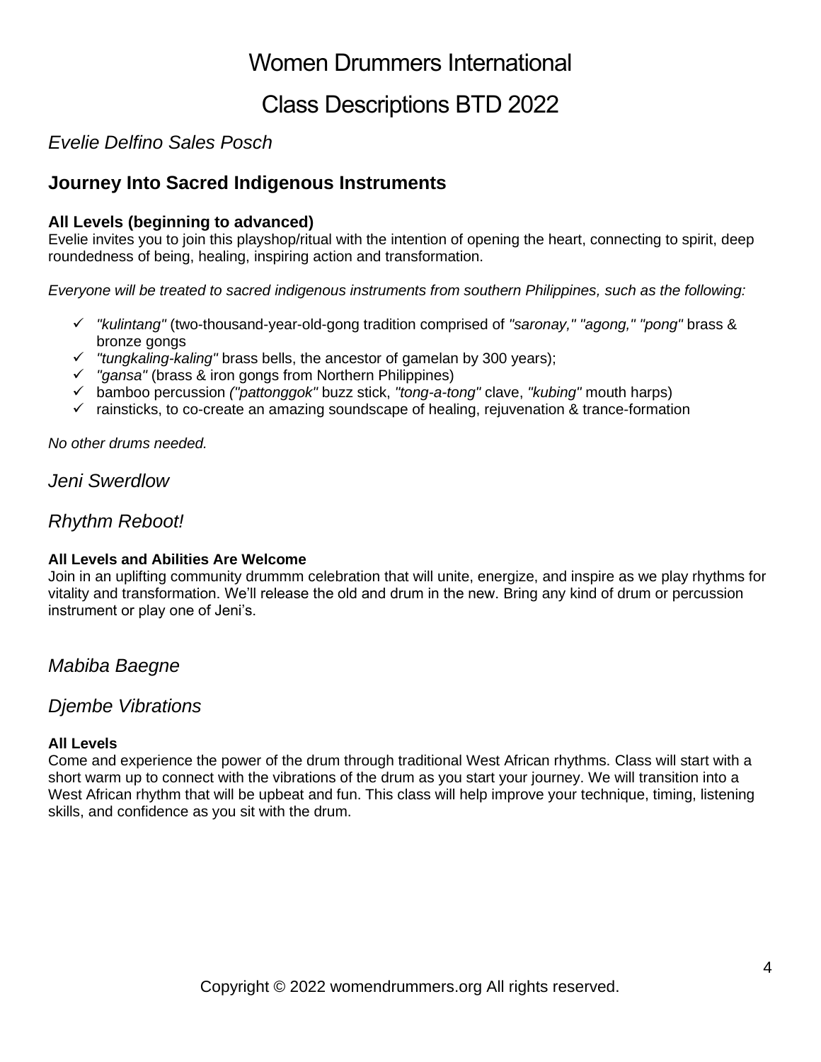# Women Drummers International

# Class Descriptions BTD 2022

*Evelie Delfino Sales Posch*

## Journey Into Sacred Indigenous Instruments

**All Levels (beginning to advanced)**
Evelie invites you to join this playshop/ritual with the intention of opening the heart, connecting to spirit, deep roundedness of being, healing, inspiring action and transformation.

*Everyone will be treated to sacred indigenous instruments from southern Philippines, such as the following:*

- ✓ *"kulintang"* (two-thousand-year-old-gong tradition comprised of *"saronay," "agong," "pong"* brass & bronze gongs
- ✓ *"tungkaling-kaling"* brass bells, the ancestor of gamelan by 300 years);
- ✓ *"gansa"* (brass & iron gongs from Northern Philippines)
- ✓ bamboo percussion *("pattonggok"* buzz stick, *"tong-a-tong"* clave, *"kubing"* mouth harps)
- ✓ rainsticks, to co-create an amazing soundscape of healing, rejuvenation & trance-formation

*No other drums needed.*

*Jeni Swerdlow*

*Rhythm Reboot!*

**All Levels and Abilities Are Welcome**
Join in an uplifting community drummm celebration that will unite, energize, and inspire as we play rhythms for vitality and transformation. We'll release the old and drum in the new. Bring any kind of drum or percussion instrument or play one of Jeni's.

*Mabiba Baegne*

*Djembe Vibrations*

**All Levels**
Come and experience the power of the drum through traditional West African rhythms. Class will start with a short warm up to connect with the vibrations of the drum as you start your journey. We will transition into a West African rhythm that will be upbeat and fun. This class will help improve your technique, timing, listening skills, and confidence as you sit with the drum.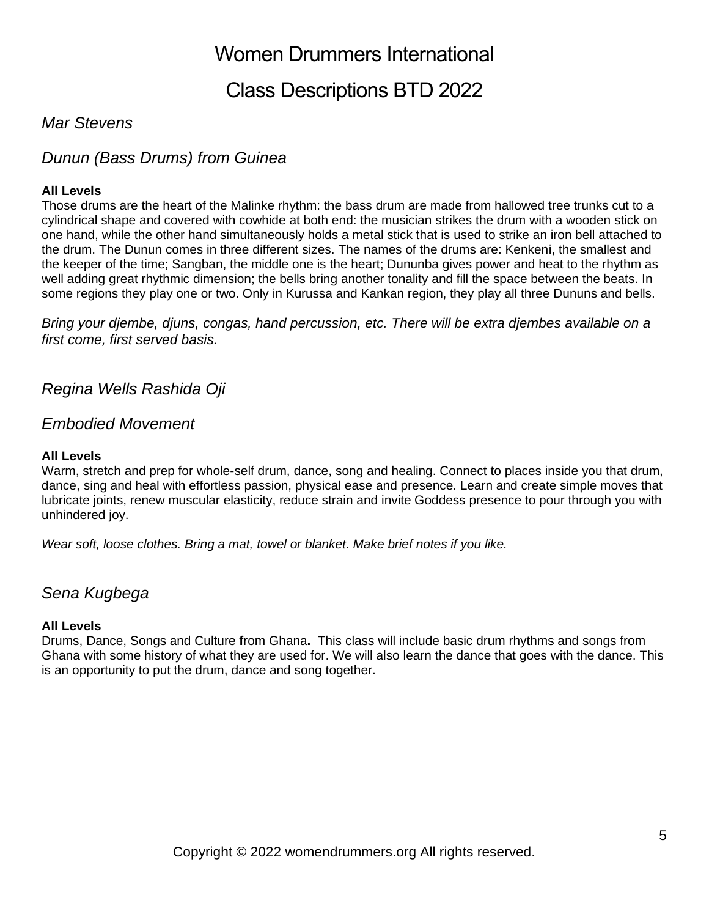# Women Drummers International

## Class Descriptions BTD 2022

*Mar Stevens*

*Dunun (Bass Drums) from Guinea*

**All Levels**
Those drums are the heart of the Malinke rhythm: the bass drum are made from hallowed tree trunks cut to a cylindrical shape and covered with cowhide at both end: the musician strikes the drum with a wooden stick on one hand, while the other hand simultaneously holds a metal stick that is used to strike an iron bell attached to the drum. The Dunun comes in three different sizes. The names of the drums are: Kenkeni, the smallest and the keeper of the time; Sangban, the middle one is the heart; Dununba gives power and heat to the rhythm as well adding great rhythmic dimension; the bells bring another tonality and fill the space between the beats. In some regions they play one or two. Only in Kurussa and Kankan region, they play all three Dununs and bells.

*Bring your djembe, djuns, congas, hand percussion, etc. There will be extra djembes available on a first come, first served basis.*

*Regina Wells Rashida Oji*

*Embodied Movement*

**All Levels**
Warm, stretch and prep for whole-self drum, dance, song and healing. Connect to places inside you that drum, dance, sing and heal with effortless passion, physical ease and presence. Learn and create simple moves that lubricate joints, renew muscular elasticity, reduce strain and invite Goddess presence to pour through you with unhindered joy.

*Wear soft, loose clothes. Bring a mat, towel or blanket. Make brief notes if you like.*

*Sena Kugbega*

**All Levels**
Drums, Dance, Songs and Culture **f**rom Ghana**.** This class will include basic drum rhythms and songs from Ghana with some history of what they are used for. We will also learn the dance that goes with the dance. This is an opportunity to put the drum, dance and song together.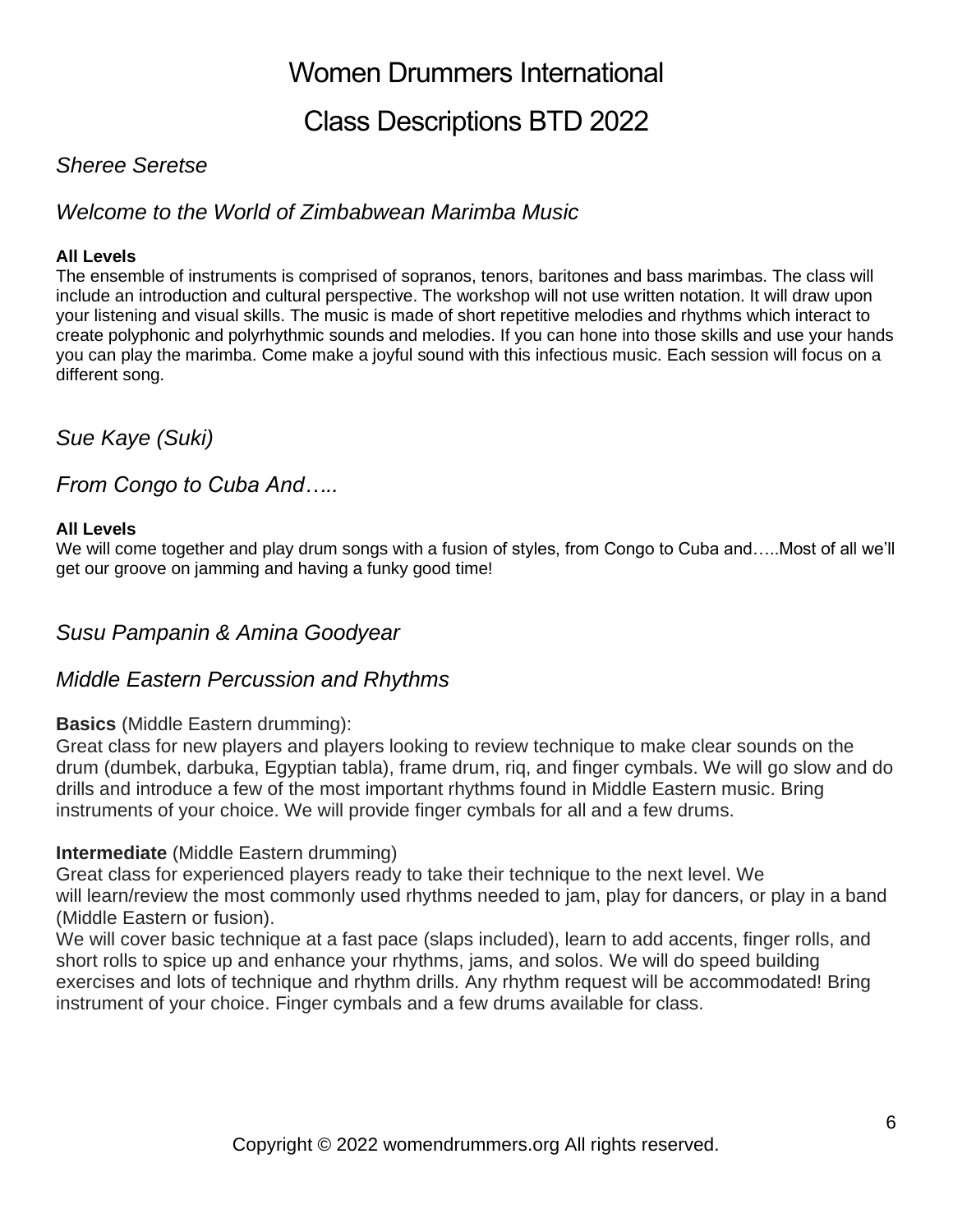# Women Drummers International

# Class Descriptions BTD 2022

## *Sheree Seretse*

### *Welcome to the World of Zimbabwean Marimba Music*

**All Levels**

The ensemble of instruments is comprised of sopranos, tenors, baritones and bass marimbas. The class will include an introduction and cultural perspective. The workshop will not use written notation. It will draw upon your listening and visual skills. The music is made of short repetitive melodies and rhythms which interact to create polyphonic and polyrhythmic sounds and melodies. If you can hone into those skills and use your hands you can play the marimba. Come make a joyful sound with this infectious music. Each session will focus on a different song.

## *Sue Kaye (Suki)*

### *From Congo to Cuba And…..*

**All Levels**

We will come together and play drum songs with a fusion of styles, from Congo to Cuba and…..Most of all we'll get our groove on jamming and having a funky good time!

## *Susu Pampanin & Amina Goodyear*

### *Middle Eastern Percussion and Rhythms*

**Basics** (Middle Eastern drumming):

Great class for new players and players looking to review technique to make clear sounds on the drum (dumbek, darbuka, Egyptian tabla), frame drum, riq, and finger cymbals. We will go slow and do drills and introduce a few of the most important rhythms found in Middle Eastern music. Bring instruments of your choice. We will provide finger cymbals for all and a few drums.

**Intermediate** (Middle Eastern drumming)

Great class for experienced players ready to take their technique to the next level. We will learn/review the most commonly used rhythms needed to jam, play for dancers, or play in a band (Middle Eastern or fusion).

We will cover basic technique at a fast pace (slaps included), learn to add accents, finger rolls, and short rolls to spice up and enhance your rhythms, jams, and solos. We will do speed building exercises and lots of technique and rhythm drills. Any rhythm request will be accommodated! Bring instrument of your choice. Finger cymbals and a few drums available for class.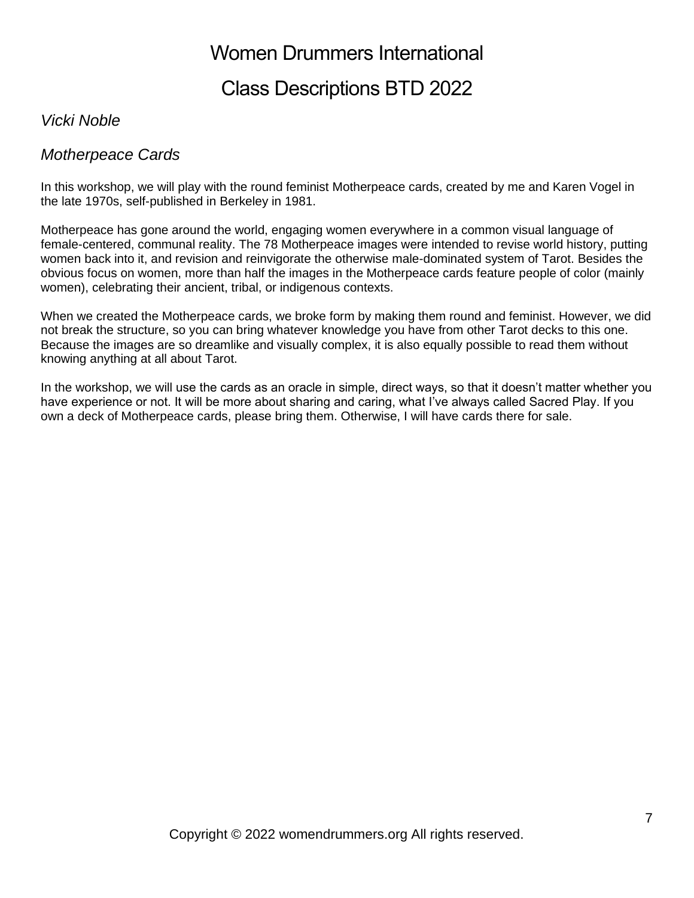# Women Drummers International

# Class Descriptions BTD 2022

*Vicki Noble*

## *Motherpeace Cards*

In this workshop, we will play with the round feminist Motherpeace cards, created by me and Karen Vogel in the late 1970s, self-published in Berkeley in 1981.

Motherpeace has gone around the world, engaging women everywhere in a common visual language of female-centered, communal reality. The 78 Motherpeace images were intended to revise world history, putting women back into it, and revision and reinvigorate the otherwise male-dominated system of Tarot. Besides the obvious focus on women, more than half the images in the Motherpeace cards feature people of color (mainly women), celebrating their ancient, tribal, or indigenous contexts.

When we created the Motherpeace cards, we broke form by making them round and feminist. However, we did not break the structure, so you can bring whatever knowledge you have from other Tarot decks to this one. Because the images are so dreamlike and visually complex, it is also equally possible to read them without knowing anything at all about Tarot.

In the workshop, we will use the cards as an oracle in simple, direct ways, so that it doesn't matter whether you have experience or not. It will be more about sharing and caring, what I've always called Sacred Play. If you own a deck of Motherpeace cards, please bring them. Otherwise, I will have cards there for sale.